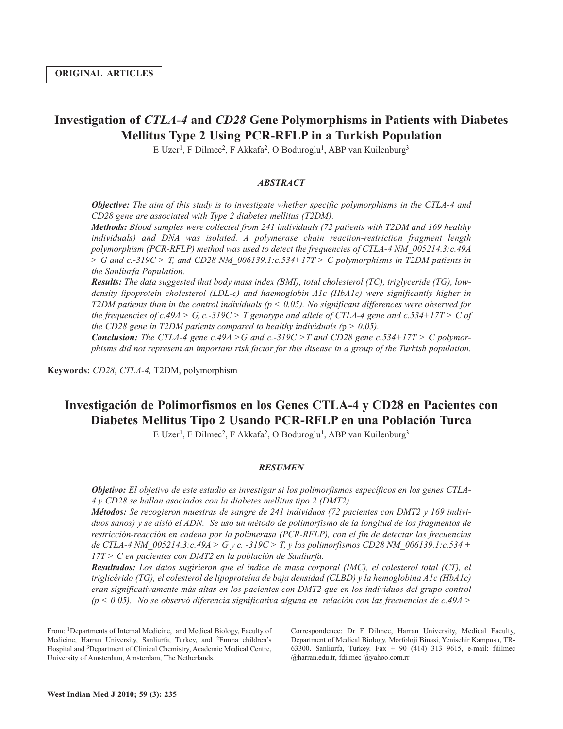**ORIGINAL ARTICLES**

# Investigation of *CTLA-4* and *CD28* Gene Polymorphisms in Patients with Diabetes Mellitus Type 2 Using PCR-RFLP in a Turkish Population

E Uzer[1], F Dilmec[2], F Akkafa[2], O Boduroglu[1], ABP van Kuilenburg[3]

### *ABSTRACT*

***Objective:*** *The aim of this study is to investigate whether specific polymorphisms in the CTLA-4 and CD28 gene are associated with Type 2 diabetes mellitus (T2DM).*

***Methods:*** *Blood samples were collected from 241 individuals (72 patients with T2DM and 169 healthy individuals) and DNA was isolated. A polymerase chain reaction-restriction fragment length polymorphism (PCR-RFLP) method was used to detect the frequencies of CTLA-4 NM_005214.3:c.49A > G and c.-319C > T, and CD28 NM_006139.1:c.534+17T > C polymorphisms in T2DM patients in the Sanliurfa Population.*

***Results:*** *The data suggested that body mass index (BMI), total cholesterol (TC), triglyceride (TG), low-density lipoprotein cholesterol (LDL-c) and haemoglobin A1c (HbA1c) were significantly higher in T2DM patients than in the control individuals ($p < 0.05$). No significant differences were observed for the frequencies of c.49A > G, c.-319C > T genotype and allele of CTLA-4 gene and c.534+17T > C of the CD28 gene in T2DM patients compared to healthy individuals ($p > 0.05$).*

***Conclusion:*** *The CTLA-4 gene c.49A >G and c.-319C >T and CD28 gene c.534+17T > C polymorphisms did not represent an important risk factor for this disease in a group of the Turkish population.*

**Keywords:** *CD28*, *CTLA-4,* T2DM, polymorphism

# Investigación de Polimorfismos en los Genes CTLA-4 y CD28 en Pacientes con Diabetes Mellitus Tipo 2 Usando PCR-RFLP en una Población Turca

E Uzer[1], F Dilmec[2], F Akkafa[2], O Boduroglu[1], ABP van Kuilenburg[3]

### *RESUMEN*

***Objetivo:*** *El objetivo de este estudio es investigar si los polimorfismos específicos en los genes CTLA-4 y CD28 se hallan asociados con la diabetes mellitus tipo 2 (DMT2).*

***Métodos:*** *Se recogieron muestras de sangre de 241 individuos (72 pacientes con DMT2 y 169 individuos sanos) y se aisló el ADN. Se usó un método de polimorfismo de la longitud de los fragmentos de restricción-reacción en cadena por la polimerasa (PCR-RFLP), con el fin de detectar las frecuencias de CTLA-4 NM_005214.3:c.49A > G y c. -319C > T, y los polimorfismos CD28 NM_006139.1:c.534 + 17T > C en pacientes con DMT2 en la población de Sanliurfa.*

***Resultados:*** *Los datos sugirieron que el índice de masa corporal (IMC), el colesterol total (CT), el triglicérido (TG), el colesterol de lipoproteína de baja densidad (CLBD) y la hemoglobina A1c (HbA1c) eran significativamente más altas en los pacientes con DMT2 que en los individuos del grupo control ($p < 0.05$). No se observó diferencia significativa alguna en relación con las frecuencias de c.49A >*

From: [1]Departments of Internal Medicine, and Medical Biology, Faculty of Medicine, Harran University, Sanliurfa, Turkey, and [2]Emma children's Hospital and [3]Department of Clinical Chemistry, Academic Medical Centre, University of Amsterdam, Amsterdam, The Netherlands.

Correspondence: Dr F Dilmec, Harran University, Medical Faculty, Department of Medical Biology, Morfoloji Binasi, Yenisehir Kampusu, TR-63300. Sanliurfa, Turkey. Fax + 90 (414) 313 9615, e-mail: fdilmec @harran.edu.tr, fdilmec @yahoo.com.rr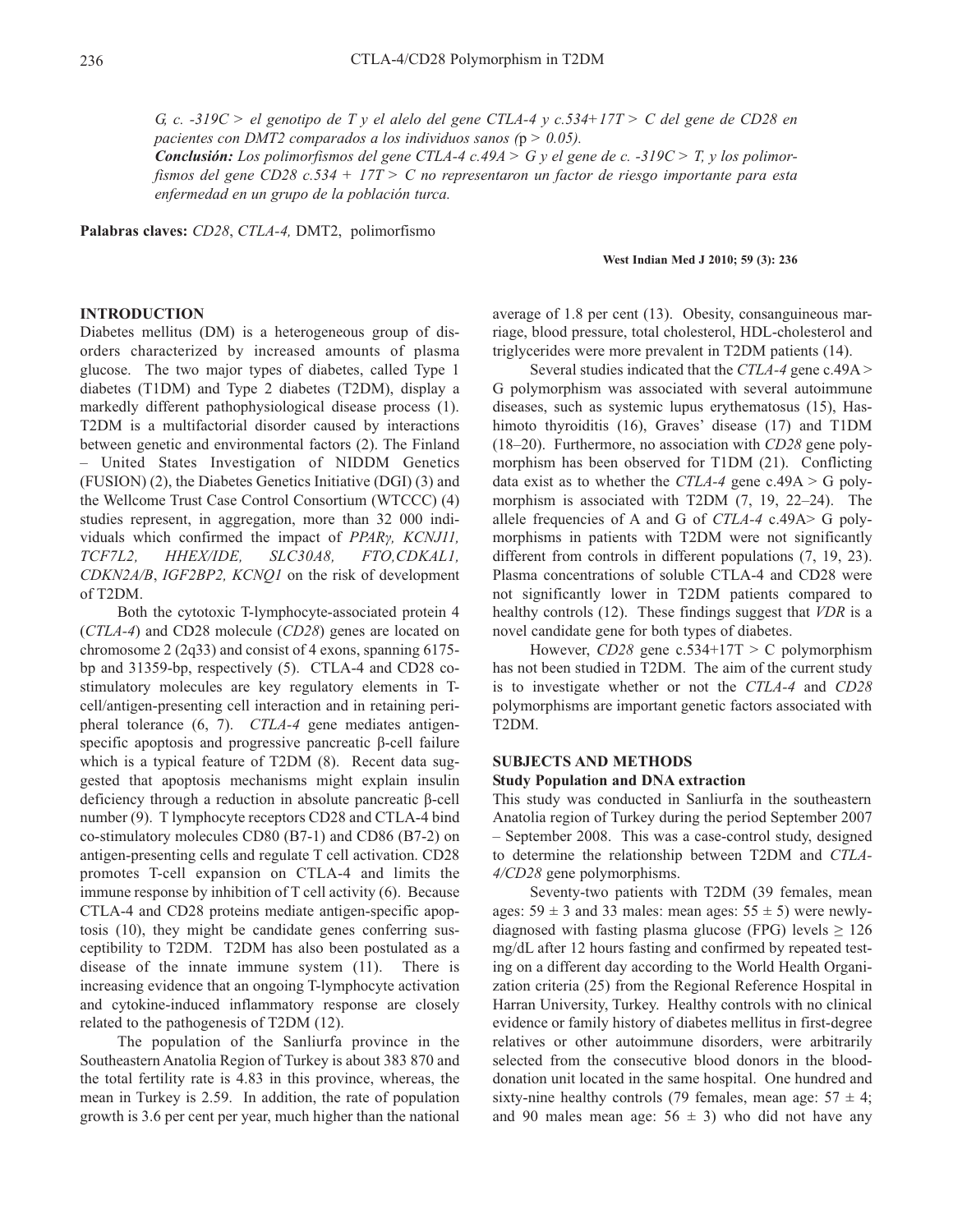*G, c. -319C > el genotipo de T y el alelo del gene CTLA-4 y c.534+17T > C del gene de CD28 en pacientes con DMT2 comparados a los individuos sanos (*p > 0.05*).*

***Conclusión:** Los polimorfismos del gene CTLA-4 c.49A > G y el gene de c. -319C > T, y los polimorfismos del gene CD28 c.534 + 17T > C no representaron un factor de riesgo importante para esta enfermedad en un grupo de la población turca.*

**Palabras claves:** *CD28*, *CTLA-4,* DMT2, polimorfismo

## INTRODUCTION

Diabetes mellitus (DM) is a heterogeneous group of disorders characterized by increased amounts of plasma glucose. The two major types of diabetes, called Type 1 diabetes (T1DM) and Type 2 diabetes (T2DM), display a markedly different pathophysiological disease process (1). T2DM is a multifactorial disorder caused by interactions between genetic and environmental factors (2). The Finland – United States Investigation of NIDDM Genetics (FUSION) (2), the Diabetes Genetics Initiative (DGI) (3) and the Wellcome Trust Case Control Consortium (WTCCC) (4) studies represent, in aggregation, more than 32 000 individuals which confirmed the impact of *PPARγ, KCNJ11, TCF7L2, HHEX/IDE, SLC30A8, FTO,CDKAL1, CDKN2A/B*, *IGF2BP2, KCNQ1* on the risk of development of T2DM.

Both the cytotoxic T-lymphocyte-associated protein 4 (*CTLA-4*) and CD28 molecule (*CD28*) genes are located on chromosome 2 (2q33) and consist of 4 exons, spanning 6175-bp and 31359-bp, respectively (5). CTLA-4 and CD28 co-stimulatory molecules are key regulatory elements in T-cell/antigen-presenting cell interaction and in retaining peripheral tolerance (6, 7). *CTLA-4* gene mediates antigen-specific apoptosis and progressive pancreatic β-cell failure which is a typical feature of T2DM (8). Recent data suggested that apoptosis mechanisms might explain insulin deficiency through a reduction in absolute pancreatic β-cell number (9). T lymphocyte receptors CD28 and CTLA-4 bind co-stimulatory molecules CD80 (B7-1) and CD86 (B7-2) on antigen-presenting cells and regulate T cell activation. CD28 promotes T-cell expansion on CTLA-4 and limits the immune response by inhibition of T cell activity (6). Because CTLA-4 and CD28 proteins mediate antigen-specific apoptosis (10), they might be candidate genes conferring susceptibility to T2DM. T2DM has also been postulated as a disease of the innate immune system (11). There is increasing evidence that an ongoing T-lymphocyte activation and cytokine-induced inflammatory response are closely related to the pathogenesis of T2DM (12).

The population of the Sanliurfa province in the Southeastern Anatolia Region of Turkey is about 383 870 and the total fertility rate is 4.83 in this province, whereas, the mean in Turkey is 2.59. In addition, the rate of population growth is 3.6 per cent per year, much higher than the national average of 1.8 per cent (13). Obesity, consanguineous marriage, blood pressure, total cholesterol, HDL-cholesterol and triglycerides were more prevalent in T2DM patients (14).

Several studies indicated that the *CTLA-4* gene c.49A > G polymorphism was associated with several autoimmune diseases, such as systemic lupus erythematosus (15), Hashimoto thyroiditis (16), Graves' disease (17) and T1DM (18–20). Furthermore, no association with *CD28* gene polymorphism has been observed for T1DM (21). Conflicting data exist as to whether the *CTLA-4* gene c.49A > G polymorphism is associated with T2DM (7, 19, 22–24). The allele frequencies of A and G of *CTLA-4* c.49A> G polymorphisms in patients with T2DM were not significantly different from controls in different populations (7, 19, 23). Plasma concentrations of soluble CTLA-4 and CD28 were not significantly lower in T2DM patients compared to healthy controls (12). These findings suggest that *VDR* is a novel candidate gene for both types of diabetes.

However, *CD28* gene c.534+17T > C polymorphism has not been studied in T2DM. The aim of the current study is to investigate whether or not the *CTLA-4* and *CD28* polymorphisms are important genetic factors associated with T2DM.

## SUBJECTS AND METHODS

### Study Population and DNA extraction

This study was conducted in Sanliurfa in the southeastern Anatolia region of Turkey during the period September 2007 – September 2008. This was a case-control study, designed to determine the relationship between T2DM and *CTLA-4/CD28* gene polymorphisms.

Seventy-two patients with T2DM (39 females, mean ages: 59 ± 3 and 33 males: mean ages: 55 ± 5) were newly-diagnosed with fasting plasma glucose (FPG) levels ≥ 126 mg/dL after 12 hours fasting and confirmed by repeated testing on a different day according to the World Health Organization criteria (25) from the Regional Reference Hospital in Harran University, Turkey. Healthy controls with no clinical evidence or family history of diabetes mellitus in first-degree relatives or other autoimmune disorders, were arbitrarily selected from the consecutive blood donors in the blood-donation unit located in the same hospital. One hundred and sixty-nine healthy controls (79 females, mean age: 57 ± 4; and 90 males mean age: 56 ± 3) who did not have any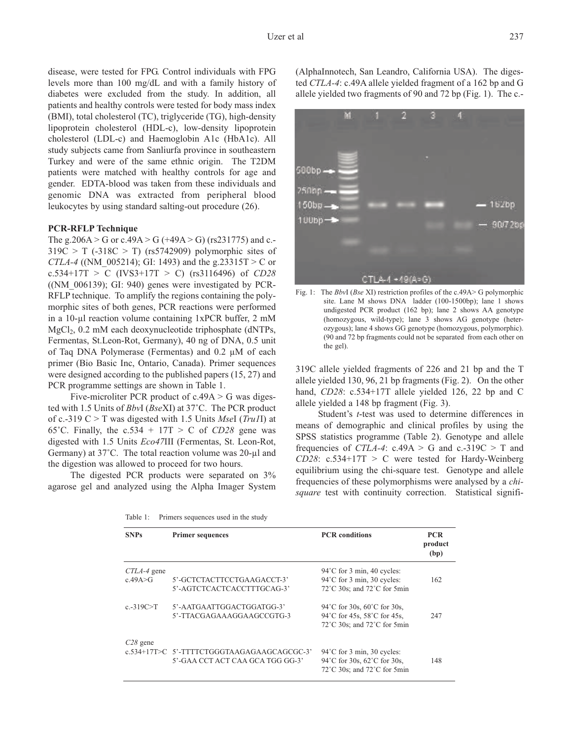disease, were tested for FPG. Control individuals with FPG levels more than 100 mg/dL and with a family history of diabetes were excluded from the study. In addition, all patients and healthy controls were tested for body mass index (BMI), total cholesterol (TC), triglyceride (TG), high-density lipoprotein cholesterol (HDL-c), low-density lipoprotein cholesterol (LDL-c) and Haemoglobin A1c (HbA1c). All study subjects came from Sanliurfa province in southeastern Turkey and were of the same ethnic origin. The T2DM patients were matched with healthy controls for age and gender. EDTA-blood was taken from these individuals and genomic DNA was extracted from peripheral blood leukocytes by using standard salting-out procedure (26).

### PCR-RFLP Technique

The g.206A > G or c.49A > G (+49A > G) (rs231775) and c.-319C > T (-318C > T) (rs5742909) polymorphic sites of *CTLA-4* ((NM_005214); GI: 1493) and the g.23315T > C or c.534+17T > C (IVS3+17T > C) (rs3116496) of *CD28* ((NM_006139); GI: 940) genes were investigated by PCR-RFLP technique. To amplify the regions containing the polymorphic sites of both genes, PCR reactions were performed in a 10-μl reaction volume containing 1xPCR buffer, 2 mM $MgCl_2$, 0.2 mM each deoxynucleotide triphosphate (dNTPs, Fermentas, St.Leon-Rot, Germany), 40 ng of DNA, 0.5 unit of Taq DNA Polymerase (Fermentas) and 0.2 μM of each primer (Bio Basic Inc, Ontario, Canada). Primer sequences were designed according to the published papers (15, 27) and PCR programme settings are shown in Table 1.

Five-microliter PCR product of c.49A > G was digested with 1.5 Units of *Bbv*I (*Bse*XI) at 37˚C. The PCR product of c.-319 C > T was digested with 1.5 Units *Mse*I (*Tru1*I) at 65˚C. Finally, the c.534 + 17T > C of *CD28* gene was digested with 1.5 Units *Eco47*III (Fermentas, St. Leon-Rot, Germany) at 37˚C. The total reaction volume was 20-μl and the digestion was allowed to proceed for two hours.

The digested PCR products were separated on 3% agarose gel and analyzed using the Alpha Imager System (AlphaInnotech, San Leandro, California USA). The digested *CTLA-4*: c.49A allele yielded fragment of a 162 bp and G allele yielded two fragments of 90 and 72 bp (Fig. 1). The c.-319C allele yielded fragments of 226 and 21 bp and the T allele yielded 130, 96, 21 bp fragments (Fig. 2). On the other hand, *CD28*: c.534+17T allele yielded 126, 22 bp and C allele yielded a 148 bp fragment (Fig. 3).

Fig. 1: The *Bbv*I (*Bse* XI) restriction profiles of the c.49A> G polymorphic site. Lane M shows DNA ladder (100-1500bp); lane 1 shows undigested PCR product (162 bp); lane 2 shows AA genotype (homozygous, wild-type); lane 3 shows AG genotype (heterozygous); lane 4 shows GG genotype (homozygous, polymorphic). (90 and 72 bp fragments could not be separated from each other on the gel).

Student's *t*-test was used to determine differences in means of demographic and clinical profiles by using the SPSS statistics programme (Table 2). Genotype and allele frequencies of *CTLA-4*: c.49A > G and c.-319C > T and *CD28*: c.534+17T > C were tested for Hardy-Weinberg equilibrium using the chi-square test. Genotype and allele frequencies of these polymorphisms were analysed by a *chi-square* test with continuity correction. Statistical signifi-

Table 1: Primers sequences used in the study

| SNPs | Primer sequences | PCR conditions | PCR product (bp) |
|---|---|---|---|
| *CTLA-4* gene c.49A>G | 5'-GCTCTACTTCCTGAAGACCT-3' 5'-AGTCTCACTCACCTTTGCAG-3' | 94˚C for 3 min, 40 cycles: 94˚C for 3 min, 30 cycles: 72˚C 30s; and 72˚C for 5min | 162 |
| c.-319C>T | 5'-AATGAATTGGACTGGATGG-3' 5'-TTACGAGAAAGGAAGCCGTG-3 | 94˚C for 30s, 60˚C for 30s, 94˚C for 45s, 58˚C for 45s, 72˚C 30s; and 72˚C for 5min | 247 |
| *C28* gene c.534+17T>C | 5'-TTTTCTGGGTAAGAGAAGCAGCGC-3' 5'-GAA CCT ACT CAA GCA TGG GG-3' | 94˚C for 3 min, 30 cycles: 94˚C for 30s, 62˚C for 30s, 72˚C 30s; and 72˚C for 5min | 148 |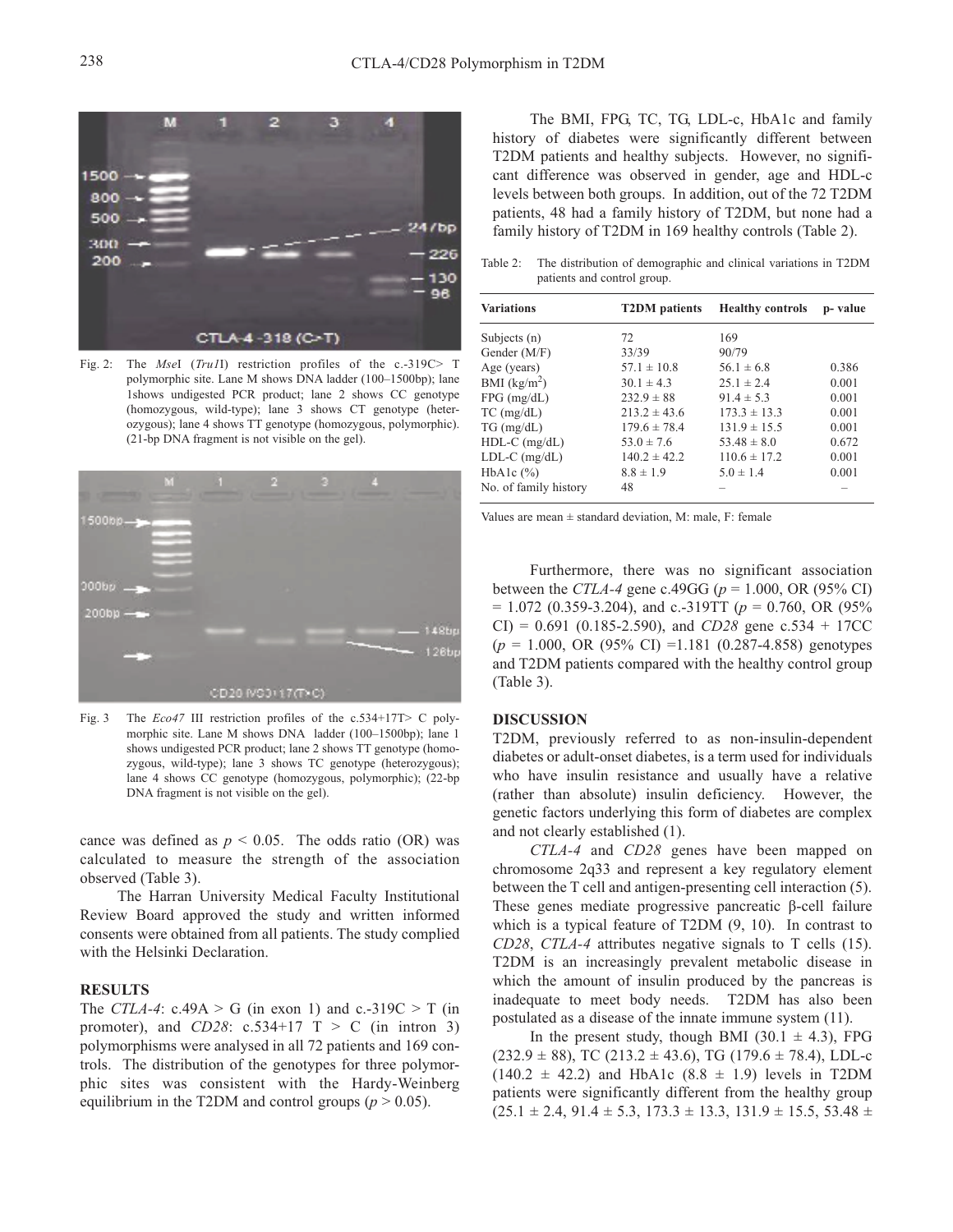Fig. 2: The *Mse*I (*Tru1*I) restriction profiles of the c.-319C> T polymorphic site. Lane M shows DNA ladder (100–1500bp); lane 1shows undigested PCR product; lane 2 shows CC genotype (homozygous, wild-type); lane 3 shows CT genotype (heterozygous); lane 4 shows TT genotype (homozygous, polymorphic). (21-bp DNA fragment is not visible on the gel).

Fig. 3 The *Eco47* III restriction profiles of the c.534+17T> C polymorphic site. Lane M shows DNA ladder (100–1500bp); lane 1 shows undigested PCR product; lane 2 shows TT genotype (homozygous, wild-type); lane 3 shows TC genotype (heterozygous); lane 4 shows CC genotype (homozygous, polymorphic); (22-bp DNA fragment is not visible on the gel).

cance was defined as $p < 0.05$. The odds ratio (OR) was calculated to measure the strength of the association observed (Table 3).

The Harran University Medical Faculty Institutional Review Board approved the study and written informed consents were obtained from all patients. The study complied with the Helsinki Declaration.

## RESULTS

The *CTLA-4*: c.49A > G (in exon 1) and c.-319C > T (in promoter), and *CD28*: c.534+17 T > C (in intron 3) polymorphisms were analysed in all 72 patients and 169 controls. The distribution of the genotypes for three polymorphic sites was consistent with the Hardy-Weinberg equilibrium in the T2DM and control groups ($p > 0.05$).

The BMI, FPG, TC, TG, LDL-c, HbA1c and family history of diabetes were significantly different between T2DM patients and healthy subjects. However, no significant difference was observed in gender, age and HDL-c levels between both groups. In addition, out of the 72 T2DM patients, 48 had a family history of T2DM, but none had a family history of T2DM in 169 healthy controls (Table 2).

Table 2: The distribution of demographic and clinical variations in T2DM patients and control group.

| Variations | T2DM patients | Healthy controls | p- value |
|---|---|---|---|
| Subjects (n) | 72 | 169 | |
| Gender (M/F) | 33/39 | 90/79 | |
| Age (years) | 57.1 ± 10.8 | 56.1 ± 6.8 | 0.386 |
| BMI (kg/m$^2$) | 30.1 ± 4.3 | 25.1 ± 2.4 | 0.001 |
| FPG (mg/dL) | 232.9 ± 88 | 91.4 ± 5.3 | 0.001 |
| TC (mg/dL) | 213.2 ± 43.6 | 173.3 ± 13.3 | 0.001 |
| TG (mg/dL) | 179.6 ± 78.4 | 131.9 ± 15.5 | 0.001 |
| HDL-C (mg/dL) | 53.0 ± 7.6 | 53.48 ± 8.0 | 0.672 |
| LDL-C (mg/dL) | 140.2 ± 42.2 | 110.6 ± 17.2 | 0.001 |
| HbA1c (%) | 8.8 ± 1.9 | 5.0 ± 1.4 | 0.001 |
| No. of family history | 48 | – | – |

Values are mean ± standard deviation, M: male, F: female

Furthermore, there was no significant association between the *CTLA-4* gene c.49GG ($p$ = 1.000, OR (95% CI) = 1.072 (0.359-3.204), and c.-319TT ($p$ = 0.760, OR (95% CI) = 0.691 (0.185-2.590), and *CD28* gene c.534 + 17CC ($p$ = 1.000, OR (95% CI) =1.181 (0.287-4.858) genotypes and T2DM patients compared with the healthy control group (Table 3).

## DISCUSSION

T2DM, previously referred to as non-insulin-dependent diabetes or adult-onset diabetes, is a term used for individuals who have insulin resistance and usually have a relative (rather than absolute) insulin deficiency. However, the genetic factors underlying this form of diabetes are complex and not clearly established (1).

*CTLA-4* and *CD28* genes have been mapped on chromosome 2q33 and represent a key regulatory element between the T cell and antigen-presenting cell interaction (5). These genes mediate progressive pancreatic β-cell failure which is a typical feature of T2DM (9, 10). In contrast to *CD28*, *CTLA-4* attributes negative signals to T cells (15). T2DM is an increasingly prevalent metabolic disease in which the amount of insulin produced by the pancreas is inadequate to meet body needs. T2DM has also been postulated as a disease of the innate immune system (11).

In the present study, though BMI (30.1 ± 4.3), FPG (232.9 ± 88), TC (213.2 ± 43.6), TG (179.6 ± 78.4), LDL-c (140.2 ± 42.2) and HbA1c (8.8 ± 1.9) levels in T2DM patients were significantly different from the healthy group (25.1 ± 2.4, 91.4 ± 5.3, 173.3 ± 13.3, 131.9 ± 15.5, 53.48 ±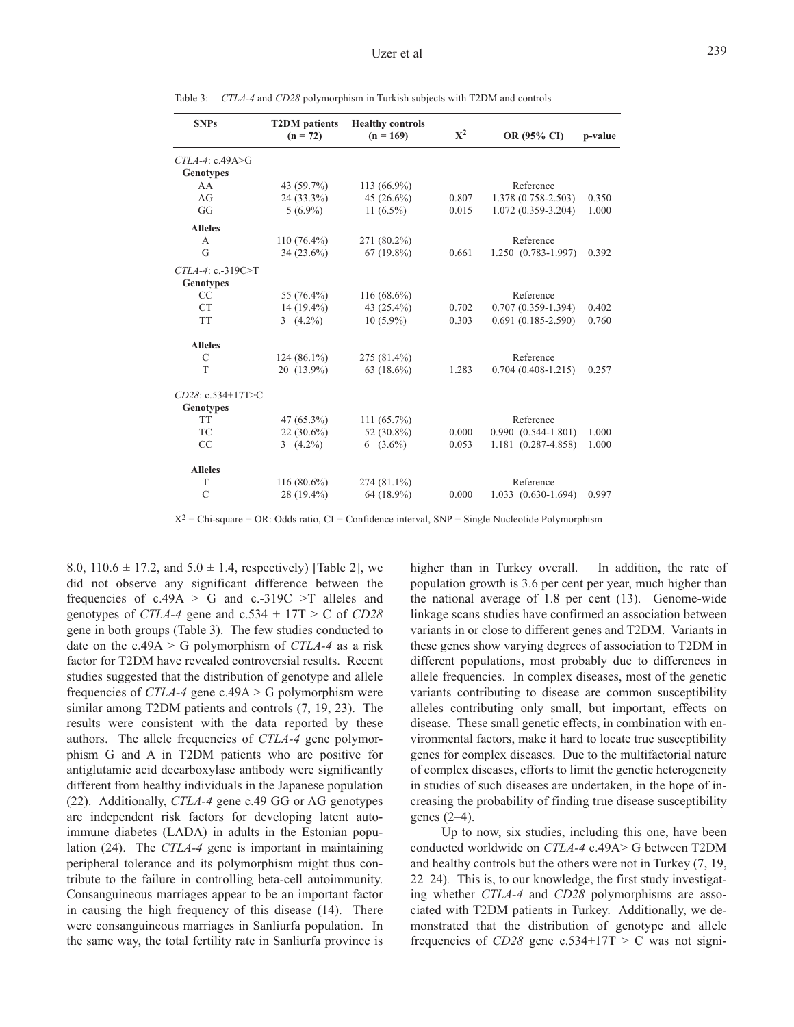Table 3: *CTLA-4* and *CD28* polymorphism in Turkish subjects with T2DM and controls

| SNPs | T2DM patients (n = 72) | Healthy controls (n = 169) | $X^2$ | OR (95% CI) | p-value |
|---|---|---|---|---|---|
| *CTLA-4*: c.49A>G | | | | | |
| **Genotypes** | | | | | |
| AA | 43 (59.7%) | 113 (66.9%) | | Reference | |
| AG | 24 (33.3%) | 45 (26.6%) | 0.807 | 1.378 (0.758-2.503) | 0.350 |
| GG | 5 (6.9%) | 11 (6.5%) | 0.015 | 1.072 (0.359-3.204) | 1.000 |
| **Alleles** | | | | | |
| A | 110 (76.4%) | 271 (80.2%) | | Reference | |
| G | 34 (23.6%) | 67 (19.8%) | 0.661 | 1.250 (0.783-1.997) | 0.392 |
| *CTLA-4*: c.-319C>T | | | | | |
| **Genotypes** | | | | | |
| CC | 55 (76.4%) | 116 (68.6%) | | Reference | |
| CT | 14 (19.4%) | 43 (25.4%) | 0.702 | 0.707 (0.359-1.394) | 0.402 |
| TT | 3 (4.2%) | 10 (5.9%) | 0.303 | 0.691 (0.185-2.590) | 0.760 |
| **Alleles** | | | | | |
| C | 124 (86.1%) | 275 (81.4%) | | Reference | |
| T | 20 (13.9%) | 63 (18.6%) | 1.283 | 0.704 (0.408-1.215) | 0.257 |
| *CD28*: c.534+17T>C | | | | | |
| **Genotypes** | | | | | |
| TT | 47 (65.3%) | 111 (65.7%) | | Reference | |
| TC | 22 (30.6%) | 52 (30.8%) | 0.000 | 0.990 (0.544-1.801) | 1.000 |
| CC | 3 (4.2%) | 6 (3.6%) | 0.053 | 1.181 (0.287-4.858) | 1.000 |
| **Alleles** | | | | | |
| T | 116 (80.6%) | 274 (81.1%) | | Reference | |
| C | 28 (19.4%) | 64 (18.9%) | 0.000 | 1.033 (0.630-1.694) | 0.997 |

$X^2$ = Chi-square = OR: Odds ratio, CI = Confidence interval, SNP = Single Nucleotide Polymorphism

8.0, 110.6 ± 17.2, and 5.0 ± 1.4, respectively) [Table 2], we did not observe any significant difference between the frequencies of c.49A > G and c.-319C >T alleles and genotypes of *CTLA-4* gene and c.534 + 17T > C of *CD28* gene in both groups (Table 3). The few studies conducted to date on the c.49A > G polymorphism of *CTLA-4* as a risk factor for T2DM have revealed controversial results. Recent studies suggested that the distribution of genotype and allele frequencies of *CTLA-4* gene c.49A > G polymorphism were similar among T2DM patients and controls (7, 19, 23). The results were consistent with the data reported by these authors. The allele frequencies of *CTLA-4* gene polymorphism G and A in T2DM patients who are positive for antiglutamic acid decarboxylase antibody were significantly different from healthy individuals in the Japanese population (22). Additionally, *CTLA-4* gene c.49 GG or AG genotypes are independent risk factors for developing latent autoimmune diabetes (LADA) in adults in the Estonian population (24). The *CTLA-4* gene is important in maintaining peripheral tolerance and its polymorphism might thus contribute to the failure in controlling beta-cell autoimmunity. Consanguineous marriages appear to be an important factor in causing the high frequency of this disease (14). There were consanguineous marriages in Sanliurfa population. In the same way, the total fertility rate in Sanliurfa province is higher than in Turkey overall. In addition, the rate of population growth is 3.6 per cent per year, much higher than the national average of 1.8 per cent (13). Genome-wide linkage scans studies have confirmed an association between variants in or close to different genes and T2DM. Variants in these genes show varying degrees of association to T2DM in different populations, most probably due to differences in allele frequencies. In complex diseases, most of the genetic variants contributing to disease are common susceptibility alleles contributing only small, but important, effects on disease. These small genetic effects, in combination with environmental factors, make it hard to locate true susceptibility genes for complex diseases. Due to the multifactorial nature of complex diseases, efforts to limit the genetic heterogeneity in studies of such diseases are undertaken, in the hope of increasing the probability of finding true disease susceptibility genes (2–4).

Up to now, six studies, including this one, have been conducted worldwide on *CTLA-4* c.49A> G between T2DM and healthy controls but the others were not in Turkey (7, 19, 22–24). This is, to our knowledge, the first study investigating whether *CTLA-4* and *CD28* polymorphisms are associated with T2DM patients in Turkey. Additionally, we demonstrated that the distribution of genotype and allele frequencies of *CD28* gene c.534+17T > C was not signi-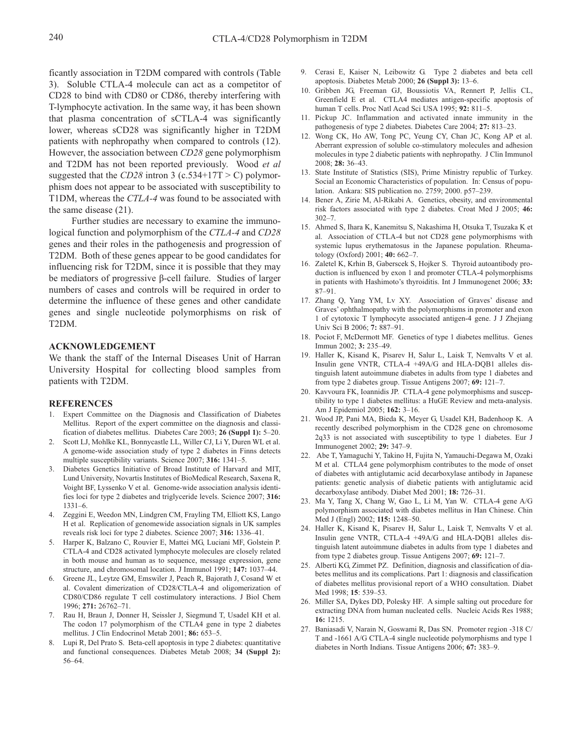ficantly association in T2DM compared with controls (Table 3). Soluble CTLA-4 molecule can act as a competitor of CD28 to bind with CD80 or CD86, thereby interfering with T-lymphocyte activation. In the same way, it has been shown that plasma concentration of sCTLA-4 was significantly lower, whereas sCD28 was significantly higher in T2DM patients with nephropathy when compared to controls (12). However, the association between *CD28* gene polymorphism and T2DM has not been reported previously. Wood *et al* suggested that the *CD28* intron 3 (c.534+17T > C) polymorphism does not appear to be associated with susceptibility to T1DM, whereas the *CTLA-4* was found to be associated with the same disease (21).

Further studies are necessary to examine the immunological function and polymorphism of the *CTLA-4* and *CD28* genes and their roles in the pathogenesis and progression of T2DM. Both of these genes appear to be good candidates for influencing risk for T2DM, since it is possible that they may be mediators of progressive β-cell failure. Studies of larger numbers of cases and controls will be required in order to determine the influence of these genes and other candidate genes and single nucleotide polymorphisms on risk of T2DM.

## ACKNOWLEDGEMENT

We thank the staff of the Internal Diseases Unit of Harran University Hospital for collecting blood samples from patients with T2DM.

## REFERENCES

1. Expert Committee on the Diagnosis and Classification of Diabetes Mellitus. Report of the expert committee on the diagnosis and classification of diabetes mellitus. Diabetes Care 2003; **26 (Suppl 1):** 5–20.
2. Scott LJ, Mohlke KL, Bonnycastle LL, Willer CJ, Li Y, Duren WL et al. A genome-wide association study of type 2 diabetes in Finns detects multiple susceptibility variants. Science 2007; **316:** 1341–5.
3. Diabetes Genetics Initiative of Broad Institute of Harvard and MIT, Lund University, Novartis Institutes of BioMedical Research, Saxena R, Voight BF, Lyssenko V et al. Genome-wide association analysis identifies loci for type 2 diabetes and triglyceride levels. Science 2007; **316:** 1331–6.
4. Zeggini E, Weedon MN, Lindgren CM, Frayling TM, Elliott KS, Lango H et al. Replication of genomewide association signals in UK samples reveals risk loci for type 2 diabetes. Science 2007; **316:** 1336–41.
5. Harper K, Balzano C, Rouvier E, Mattei MG, Luciani MF, Golstein P. CTLA-4 and CD28 activated lymphocyte molecules are closely related in both mouse and human as to sequence, message expression, gene structure, and chromosomal location. J Immunol 1991; **147:** 1037–44.
6. Greene JL, Leytze GM, Emswiler J, Peach R, Bajorath J, Cosand W et al. Covalent dimerization of CD28/CTLA-4 and oligomerization of CD80/CD86 regulate T cell costimulatory interactions. J Biol Chem 1996; **271:** 26762–71.
7. Rau H, Braun J, Donner H, Seissler J, Siegmund T, Usadel KH et al. The codon 17 polymorphism of the CTLA4 gene in type 2 diabetes mellitus. J Clin Endocrinol Metab 2001; **86:** 653–5.
8. Lupi R, Del Prato S. Beta-cell apoptosis in type 2 diabetes: quantitative and functional consequences. Diabetes Metab 2008; **34 (Suppl 2):** 56–64.
9. Cerasi E, Kaiser N, Leibowitz G. Type 2 diabetes and beta cell apoptosis. Diabetes Metab 2000; **26 (Suppl 3):** 13–6.
10. Gribben JG, Freeman GJ, Boussiotis VA, Rennert P, Jellis CL, Greenfield E et al. CTLA4 mediates antigen-specific apoptosis of human T cells. Proc Natl Acad Sci USA 1995; **92:** 811–5.
11. Pickup JC. Inflammation and activated innate immunity in the pathogenesis of type 2 diabetes. Diabetes Care 2004; **27:** 813–23.
12. Wong CK, Ho AW, Tong PC, Yeung CY, Chan JC, Kong AP et al. Aberrant expression of soluble co-stimulatory molecules and adhesion molecules in type 2 diabetic patients with nephropathy. J Clin Immunol 2008; **28:** 36–43.
13. State Institute of Statistics (SIS), Prime Ministry republic of Turkey. Social an Economic Characteristics of population. In: Census of population. Ankara: SIS publication no. 2759; 2000. p57–239.
14. Bener A, Zirie M, Al-Rikabi A. Genetics, obesity, and environmental risk factors associated with type 2 diabetes. Croat Med J 2005; **46:** 302–7.
15. Ahmed S, Ihara K, Kanemitsu S, Nakashima H, Otsuka T, Tsuzaka K et al. Association of CTLA-4 but not CD28 gene polymorphisms with systemic lupus erythematosus in the Japanese population. Rheumatology (Oxford) 2001; **40:** 662–7.
16. Zaletel K, Krhin B, Gaberscek S, Hojker S. Thyroid autoantibody production is influenced by exon 1 and promoter CTLA-4 polymorphisms in patients with Hashimoto's thyroiditis. Int J Immunogenet 2006; **33:** 87–91.
17. Zhang Q, Yang YM, Lv XY. Association of Graves' disease and Graves' ophthalmopathy with the polymorphisms in promoter and exon 1 of cytotoxic T lymphocyte associated antigen-4 gene. J J Zhejiang Univ Sci B 2006; **7:** 887–91.
18. Pociot F, McDermott MF. Genetics of type 1 diabetes mellitus. Genes Immun 2002; **3:** 235–49.
19. Haller K, Kisand K, Pisarev H, Salur L, Laisk T, Nemvalts V et al. Insulin gene VNTR, CTLA-4 +49A/G and HLA-DQB1 alleles distinguish latent autoimmune diabetes in adults from type 1 diabetes and from type 2 diabetes group. Tissue Antigens 2007; **69:** 121–7.
20. Kavvoura FK, Ioannidis JP. CTLA-4 gene polymorphisms and susceptibility to type 1 diabetes mellitus: a HuGE Review and meta-analysis. Am J Epidemiol 2005; **162:** 3–16.
21. Wood JP, Pani MA, Bieda K, Meyer G, Usadel KH, Badenhoop K. A recently described polymorphism in the CD28 gene on chromosome 2q33 is not associated with susceptibility to type 1 diabetes. Eur J Immunogenet 2002; **29:** 347–9.
22. Abe T, Yamaguchi Y, Takino H, Fujita N, Yamauchi-Degawa M, Ozaki M et al. CTLA4 gene polymorphism contributes to the mode of onset of diabetes with antiglutamic acid decarboxylase antibody in Japanese patients: genetic analysis of diabetic patients with antiglutamic acid decarboxylase antibody. Diabet Med 2001; **18:** 726–31.
23. Ma Y, Tang X, Chang W, Gao L, Li M, Yan W. CTLA-4 gene A/G polymorphism associated with diabetes mellitus in Han Chinese. Chin Med J (Engl) 2002; **115:** 1248–50.
24. Haller K, Kisand K, Pisarev H, Salur L, Laisk T, Nemvalts V et al. Insulin gene VNTR, CTLA-4 +49A/G and HLA-DQB1 alleles distinguish latent autoimmune diabetes in adults from type 1 diabetes and from type 2 diabetes group. Tissue Antigens 2007; **69:** 121–7.
25. Alberti KG, Zimmet PZ. Definition, diagnosis and classification of diabetes mellitus and its complications. Part 1: diagnosis and classification of diabetes mellitus provisional report of a WHO consultation. Diabet Med 1998; **15**: 539–53.
26. Miller SA, Dykes DD, Polesky HF. A simple salting out procedure for extracting DNA from human nucleated cells. Nucleic Acids Res 1988; **16:** 1215.
27. Baniasadi V, Narain N, Goswami R, Das SN. Promoter region -318 C/T and -1661 A/G CTLA-4 single nucleotide polymorphisms and type 1 diabetes in North Indians. Tissue Antigens 2006; **67:** 383–9.